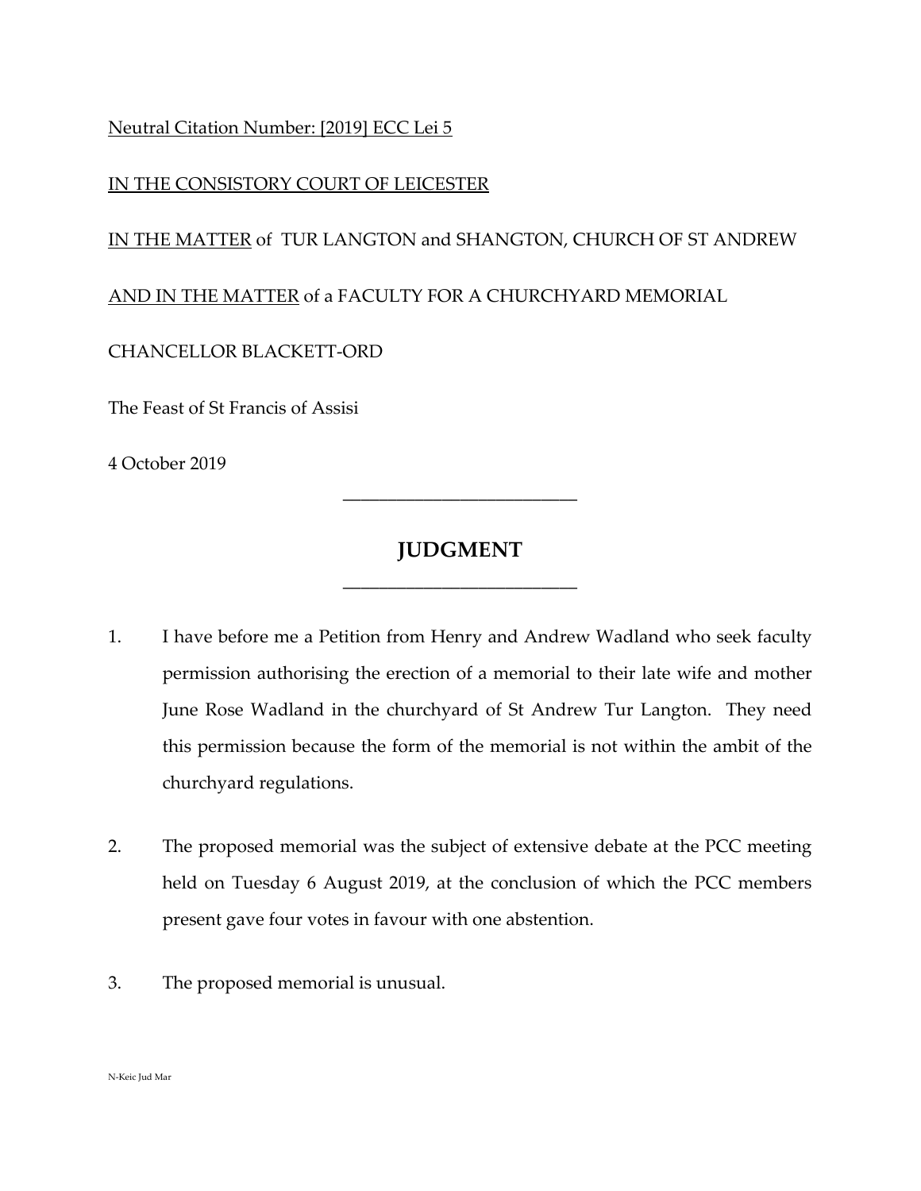Neutral Citation Number: [2019] ECC Lei 5

IN THE CONSISTORY COURT OF LEICESTER

IN THE MATTER of TUR LANGTON and SHANGTON, CHURCH OF ST ANDREW

AND IN THE MATTER of a FACULTY FOR A CHURCHYARD MEMORIAL

CHANCELLOR BLACKETT-ORD

The Feast of St Francis of Assisi

4 October 2019

---

# JUDGMENT

---

1. I have before me a Petition from Henry and Andrew Wadland who seek faculty permission authorising the erection of a memorial to their late wife and mother June Rose Wadland in the churchyard of St Andrew Tur Langton. They need this permission because the form of the memorial is not within the ambit of the churchyard regulations.

2. The proposed memorial was the subject of extensive debate at the PCC meeting held on Tuesday 6 August 2019, at the conclusion of which the PCC members present gave four votes in favour with one abstention.

3. The proposed memorial is unusual.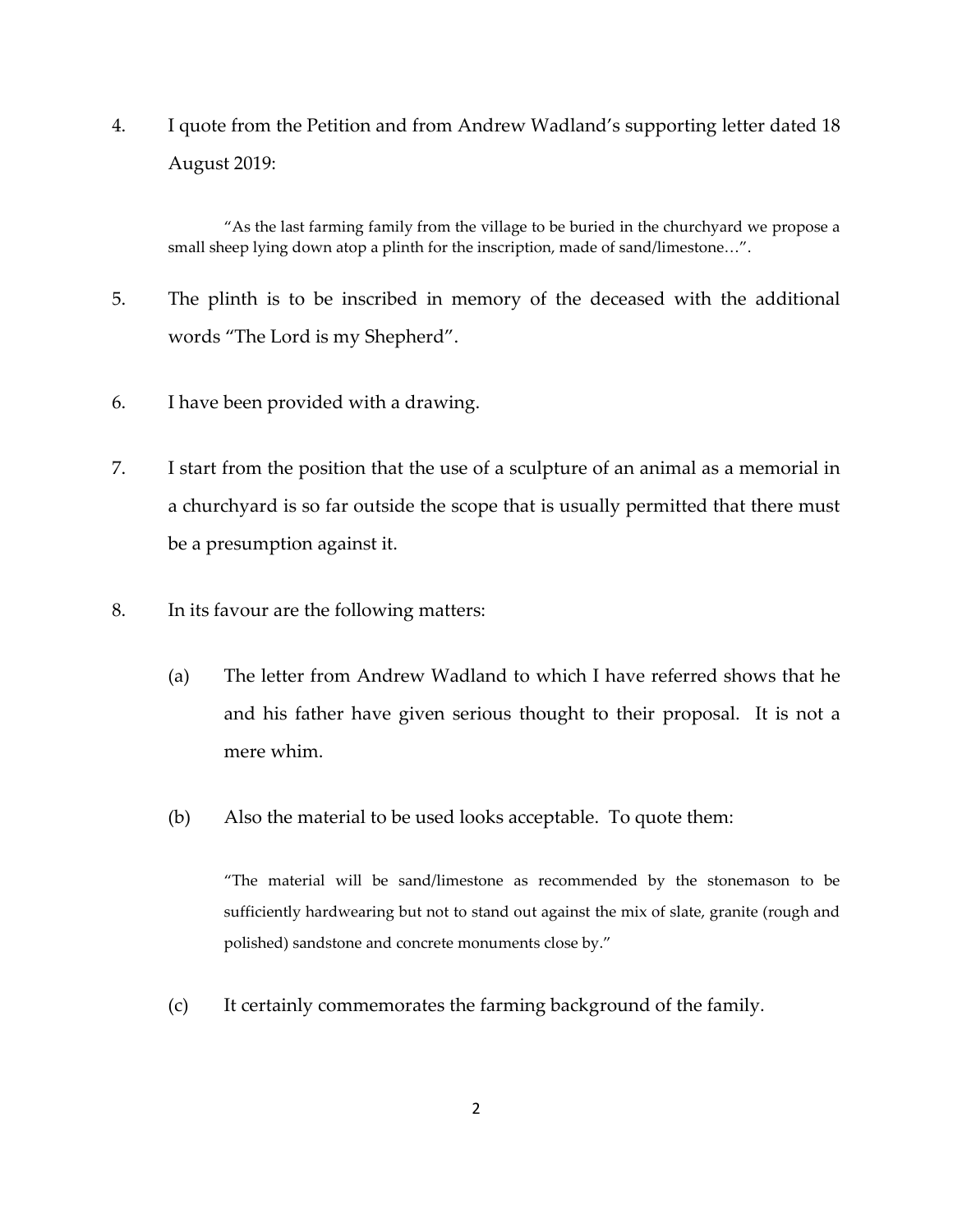4. I quote from the Petition and from Andrew Wadland's supporting letter dated 18 August 2019:

> "As the last farming family from the village to be buried in the churchyard we propose a small sheep lying down atop a plinth for the inscription, made of sand/limestone…".

5. The plinth is to be inscribed in memory of the deceased with the additional words "The Lord is my Shepherd".

6. I have been provided with a drawing.

7. I start from the position that the use of a sculpture of an animal as a memorial in a churchyard is so far outside the scope that is usually permitted that there must be a presumption against it.

8. In its favour are the following matters:

   (a) The letter from Andrew Wadland to which I have referred shows that he and his father have given serious thought to their proposal. It is not a mere whim.

   (b) Also the material to be used looks acceptable. To quote them:

   > "The material will be sand/limestone as recommended by the stonemason to be sufficiently hardwearing but not to stand out against the mix of slate, granite (rough and polished) sandstone and concrete monuments close by."

   (c) It certainly commemorates the farming background of the family.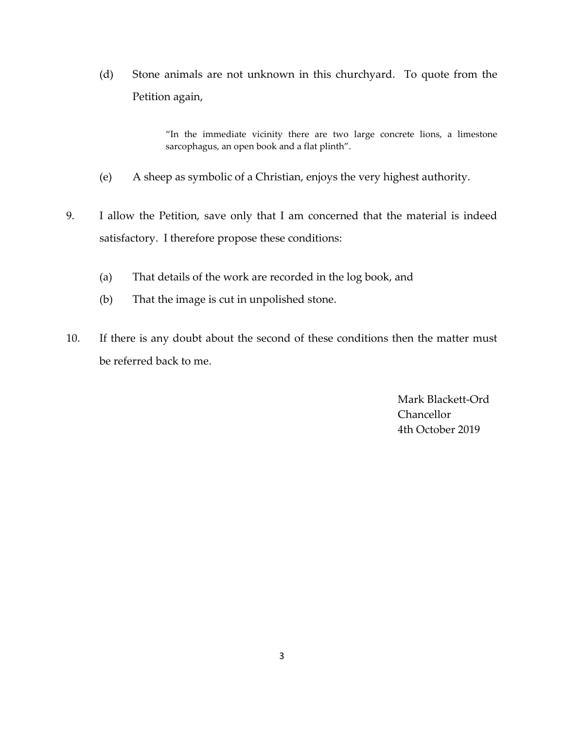(d) Stone animals are not unknown in this churchyard. To quote from the Petition again,

> "In the immediate vicinity there are two large concrete lions, a limestone sarcophagus, an open book and a flat plinth".

(e) A sheep as symbolic of a Christian, enjoys the very highest authority.

9. I allow the Petition, save only that I am concerned that the material is indeed satisfactory. I therefore propose these conditions:

   (a) That details of the work are recorded in the log book, and

   (b) That the image is cut in unpolished stone.

10. If there is any doubt about the second of these conditions then the matter must be referred back to me.

Mark Blackett-Ord
Chancellor
4th October 2019